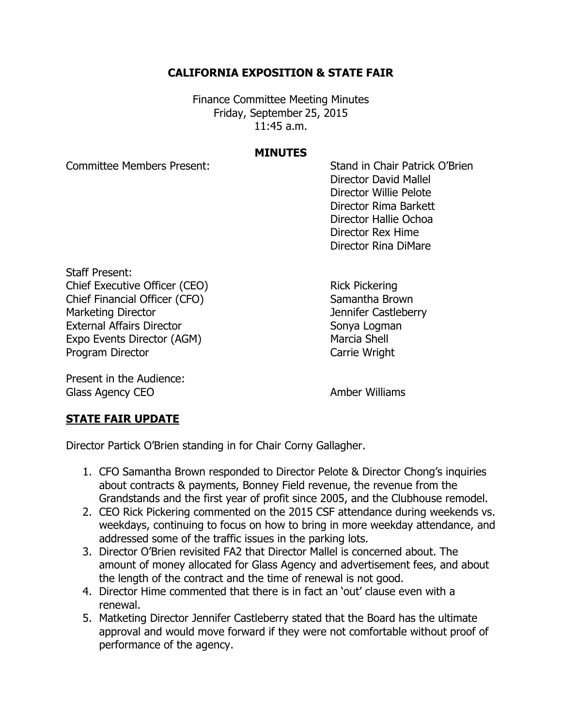# CALIFORNIA EXPOSITION & STATE FAIR

Finance Committee Meeting Minutes
Friday, September 25, 2015
11:45 a.m.

## MINUTES

Committee Members Present:

Stand in Chair Patrick O'Brien
Director David Mallel
Director Willie Pelote
Director Rima Barkett
Director Hallie Ochoa
Director Rex Hime
Director Rina DiMare

Staff Present:

| | |
|---|---|
| Chief Executive Officer (CEO) | Rick Pickering |
| Chief Financial Officer (CFO) | Samantha Brown |
| Marketing Director | Jennifer Castleberry |
| External Affairs Director | Sonya Logman |
| Expo Events Director (AGM) | Marcia Shell |
| Program Director | Carrie Wright |

Present in the Audience:

| | |
|---|---|
| Glass Agency CEO | Amber Williams |

## STATE FAIR UPDATE

Director Partick O'Brien standing in for Chair Corny Gallagher.

1. CFO Samantha Brown responded to Director Pelote & Director Chong's inquiries about contracts & payments, Bonney Field revenue, the revenue from the Grandstands and the first year of profit since 2005, and the Clubhouse remodel.
2. CEO Rick Pickering commented on the 2015 CSF attendance during weekends vs. weekdays, continuing to focus on how to bring in more weekday attendance, and addressed some of the traffic issues in the parking lots.
3. Director O'Brien revisited FA2 that Director Mallel is concerned about. The amount of money allocated for Glass Agency and advertisement fees, and about the length of the contract and the time of renewal is not good.
4. Director Hime commented that there is in fact an 'out' clause even with a renewal.
5. Matketing Director Jennifer Castleberry stated that the Board has the ultimate approval and would move forward if they were not comfortable without proof of performance of the agency.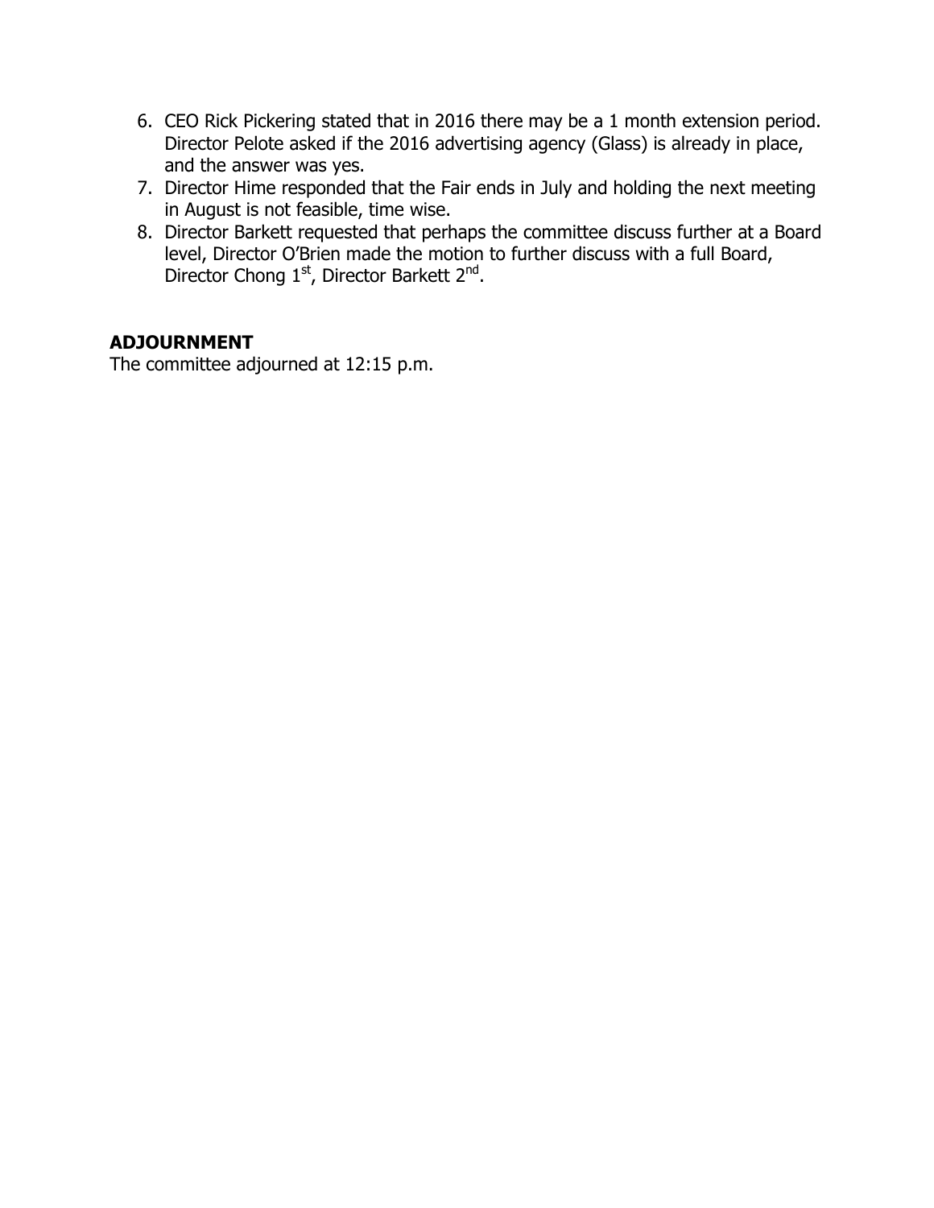6. CEO Rick Pickering stated that in 2016 there may be a 1 month extension period. Director Pelote asked if the 2016 advertising agency (Glass) is already in place, and the answer was yes.
7. Director Hime responded that the Fair ends in July and holding the next meeting in August is not feasible, time wise.
8. Director Barkett requested that perhaps the committee discuss further at a Board level, Director O'Brien made the motion to further discuss with a full Board, Director Chong 1st, Director Barkett 2nd.

**ADJOURNMENT**

The committee adjourned at 12:15 p.m.